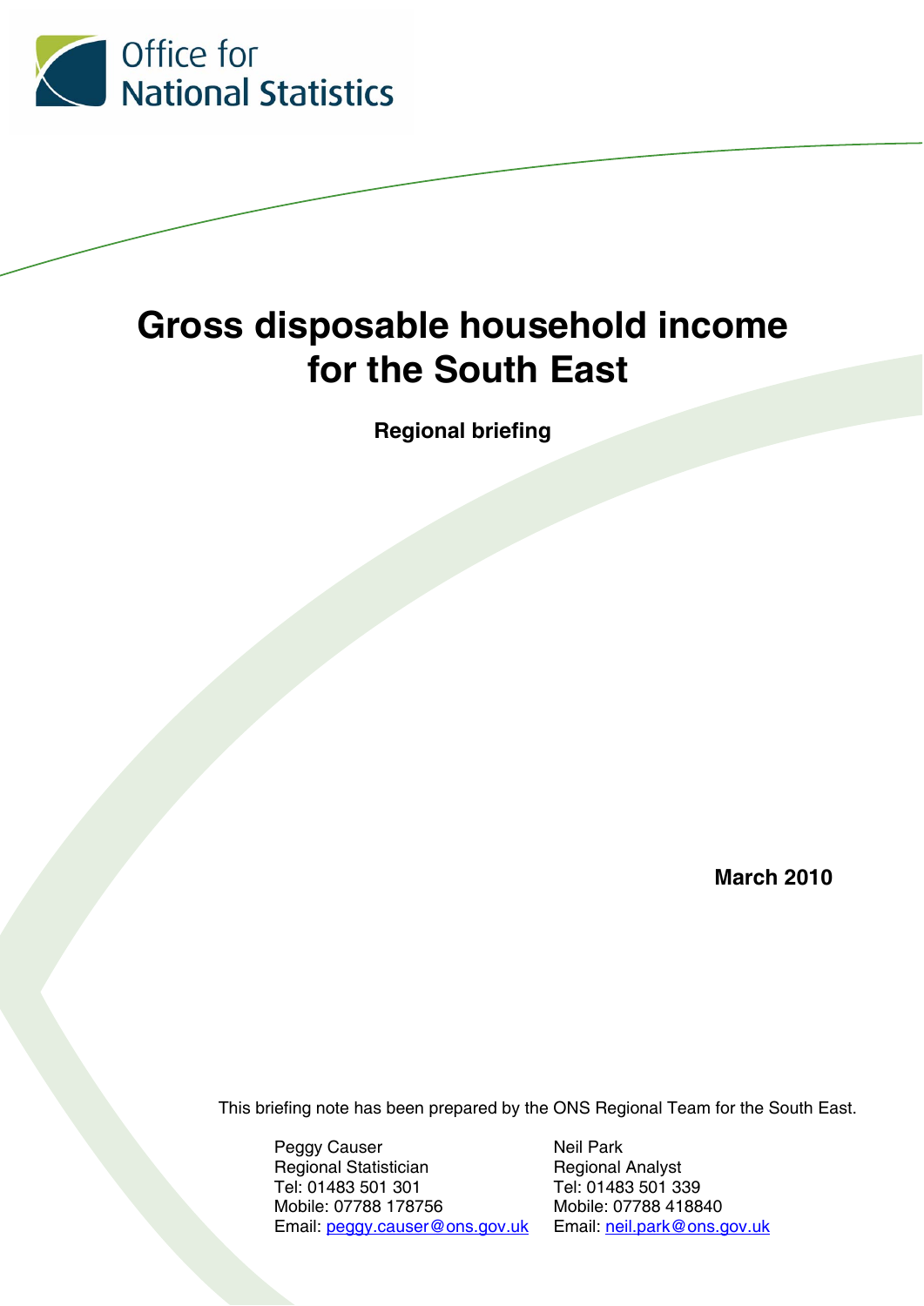Office for National Statistics

# Gross disposable household income for the South East

**Regional briefing**

**March 2010**

This briefing note has been prepared by the ONS Regional Team for the South East.

Peggy Causer
Regional Statistician
Tel: 01483 501 301
Mobile: 07788 178756
Email: peggy.causer@ons.gov.uk

Neil Park
Regional Analyst
Tel: 01483 501 339
Mobile: 07788 418840
Email: neil.park@ons.gov.uk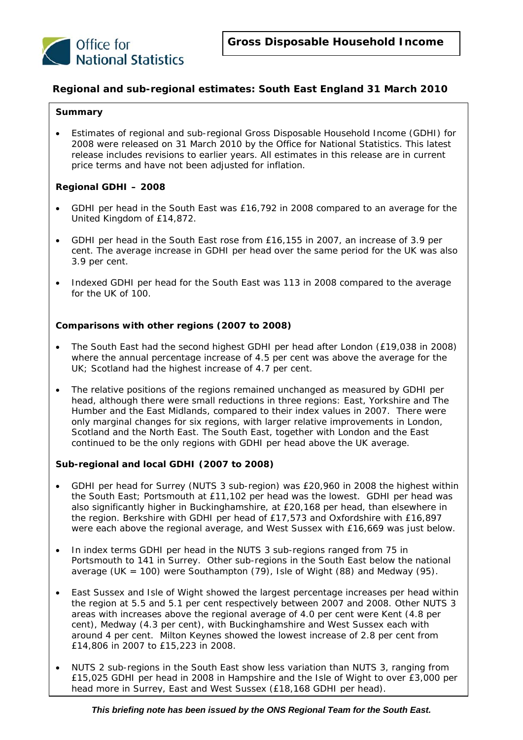Office for National Statistics

**Gross Disposable Household Income**

## Regional and sub-regional estimates: South East England 31 March 2010

### Summary

- Estimates of regional and sub-regional Gross Disposable Household Income (GDHI) for 2008 were released on 31 March 2010 by the Office for National Statistics. This latest release includes revisions to earlier years. All estimates in this release are in current price terms and have not been adjusted for inflation.

### Regional GDHI – 2008

- GDHI per head in the South East was £16,792 in 2008 compared to an average for the United Kingdom of £14,872.
- GDHI per head in the South East rose from £16,155 in 2007, an increase of 3.9 per cent. The average increase in GDHI per head over the same period for the UK was also 3.9 per cent.
- Indexed GDHI per head for the South East was 113 in 2008 compared to the average for the UK of 100.

### Comparisons with other regions (2007 to 2008)

- The South East had the second highest GDHI per head after London (£19,038 in 2008) where the annual percentage increase of 4.5 per cent was above the average for the UK; Scotland had the highest increase of 4.7 per cent.
- The relative positions of the regions remained unchanged as measured by GDHI per head, although there were small reductions in three regions: East, Yorkshire and The Humber and the East Midlands, compared to their index values in 2007. There were only marginal changes for six regions, with larger relative improvements in London, Scotland and the North East. The South East, together with London and the East continued to be the only regions with GDHI per head above the UK average.

### Sub-regional and local GDHI (2007 to 2008)

- GDHI per head for Surrey (NUTS 3 sub-region) was £20,960 in 2008 the highest within the South East; Portsmouth at £11,102 per head was the lowest. GDHI per head was also significantly higher in Buckinghamshire, at £20,168 per head, than elsewhere in the region. Berkshire with GDHI per head of £17,573 and Oxfordshire with £16,897 were each above the regional average, and West Sussex with £16,669 was just below.
- In index terms GDHI per head in the NUTS 3 sub-regions ranged from 75 in Portsmouth to 141 in Surrey. Other sub-regions in the South East below the national average (UK = 100) were Southampton (79), Isle of Wight (88) and Medway (95).
- East Sussex and Isle of Wight showed the largest percentage increases per head within the region at 5.5 and 5.1 per cent respectively between 2007 and 2008. Other NUTS 3 areas with increases above the regional average of 4.0 per cent were Kent (4.8 per cent), Medway (4.3 per cent), with Buckinghamshire and West Sussex each with around 4 per cent. Milton Keynes showed the lowest increase of 2.8 per cent from £14,806 in 2007 to £15,223 in 2008.
- NUTS 2 sub-regions in the South East show less variation than NUTS 3, ranging from £15,025 GDHI per head in 2008 in Hampshire and the Isle of Wight to over £3,000 per head more in Surrey, East and West Sussex (£18,168 GDHI per head).

***This briefing note has been issued by the ONS Regional Team for the South East.***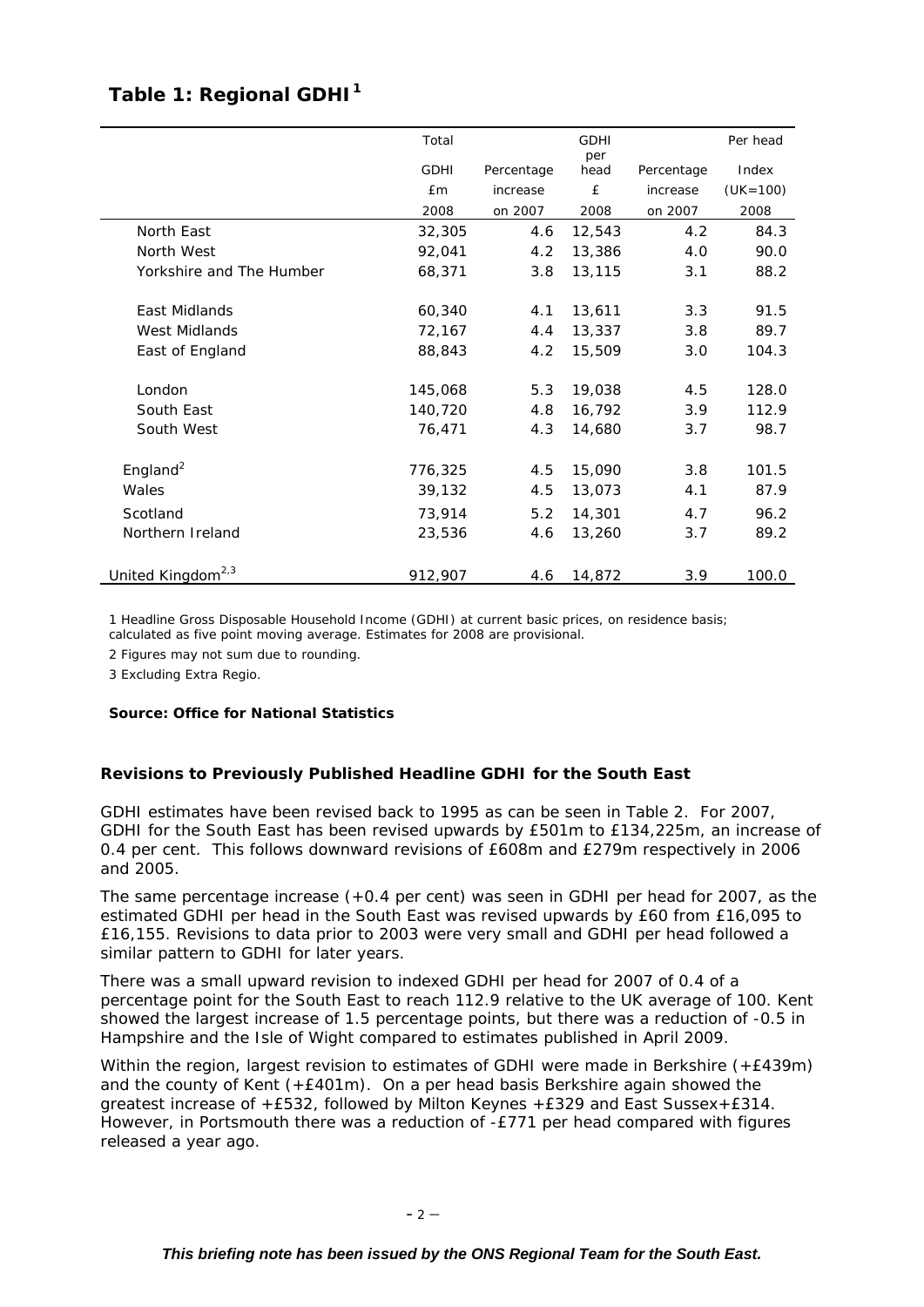## Table 1: Regional GDHI[1]

| | Total GDHI £m 2008 | Percentage increase on 2007 | GDHI per head £ 2008 | Percentage increase on 2007 | Per head Index (UK=100) 2008 |
|---|---|---|---|---|---|
| North East | 32,305 | 4.6 | 12,543 | 4.2 | 84.3 |
| North West | 92,041 | 4.2 | 13,386 | 4.0 | 90.0 |
| Yorkshire and The Humber | 68,371 | 3.8 | 13,115 | 3.1 | 88.2 |
| East Midlands | 60,340 | 4.1 | 13,611 | 3.3 | 91.5 |
| West Midlands | 72,167 | 4.4 | 13,337 | 3.8 | 89.7 |
| East of England | 88,843 | 4.2 | 15,509 | 3.0 | 104.3 |
| London | 145,068 | 5.3 | 19,038 | 4.5 | 128.0 |
| South East | 140,720 | 4.8 | 16,792 | 3.9 | 112.9 |
| South West | 76,471 | 4.3 | 14,680 | 3.7 | 98.7 |
| England[2] | 776,325 | 4.5 | 15,090 | 3.8 | 101.5 |
| Wales | 39,132 | 4.5 | 13,073 | 4.1 | 87.9 |
| Scotland | 73,914 | 5.2 | 14,301 | 4.7 | 96.2 |
| Northern Ireland | 23,536 | 4.6 | 13,260 | 3.7 | 89.2 |
| United Kingdom[2,3] | 912,907 | 4.6 | 14,872 | 3.9 | 100.0 |

1 Headline Gross Disposable Household Income (GDHI) at current basic prices, on residence basis; calculated as five point moving average. Estimates for 2008 are provisional.

2 Figures may not sum due to rounding.

3 Excluding Extra Regio.

**Source: Office for National Statistics**

### Revisions to Previously Published Headline GDHI for the South East

GDHI estimates have been revised back to 1995 as can be seen in Table 2. For 2007, GDHI for the South East has been revised upwards by £501m to £134,225m, an increase of 0.4 per cent. This follows downward revisions of £608m and £279m respectively in 2006 and 2005.

The same percentage increase (+0.4 per cent) was seen in GDHI per head for 2007, as the estimated GDHI per head in the South East was revised upwards by £60 from £16,095 to £16,155. Revisions to data prior to 2003 were very small and GDHI per head followed a similar pattern to GDHI for later years.

There was a small upward revision to indexed GDHI per head for 2007 of 0.4 of a percentage point for the South East to reach 112.9 relative to the UK average of 100. Kent showed the largest increase of 1.5 percentage points, but there was a reduction of -0.5 in Hampshire and the Isle of Wight compared to estimates published in April 2009.

Within the region, largest revision to estimates of GDHI were made in Berkshire (+£439m) and the county of Kent (+£401m). On a per head basis Berkshire again showed the greatest increase of +£532, followed by Milton Keynes +£329 and East Sussex+£314. However, in Portsmouth there was a reduction of -£771 per head compared with figures released a year ago.

***This briefing note has been issued by the ONS Regional Team for the South East.***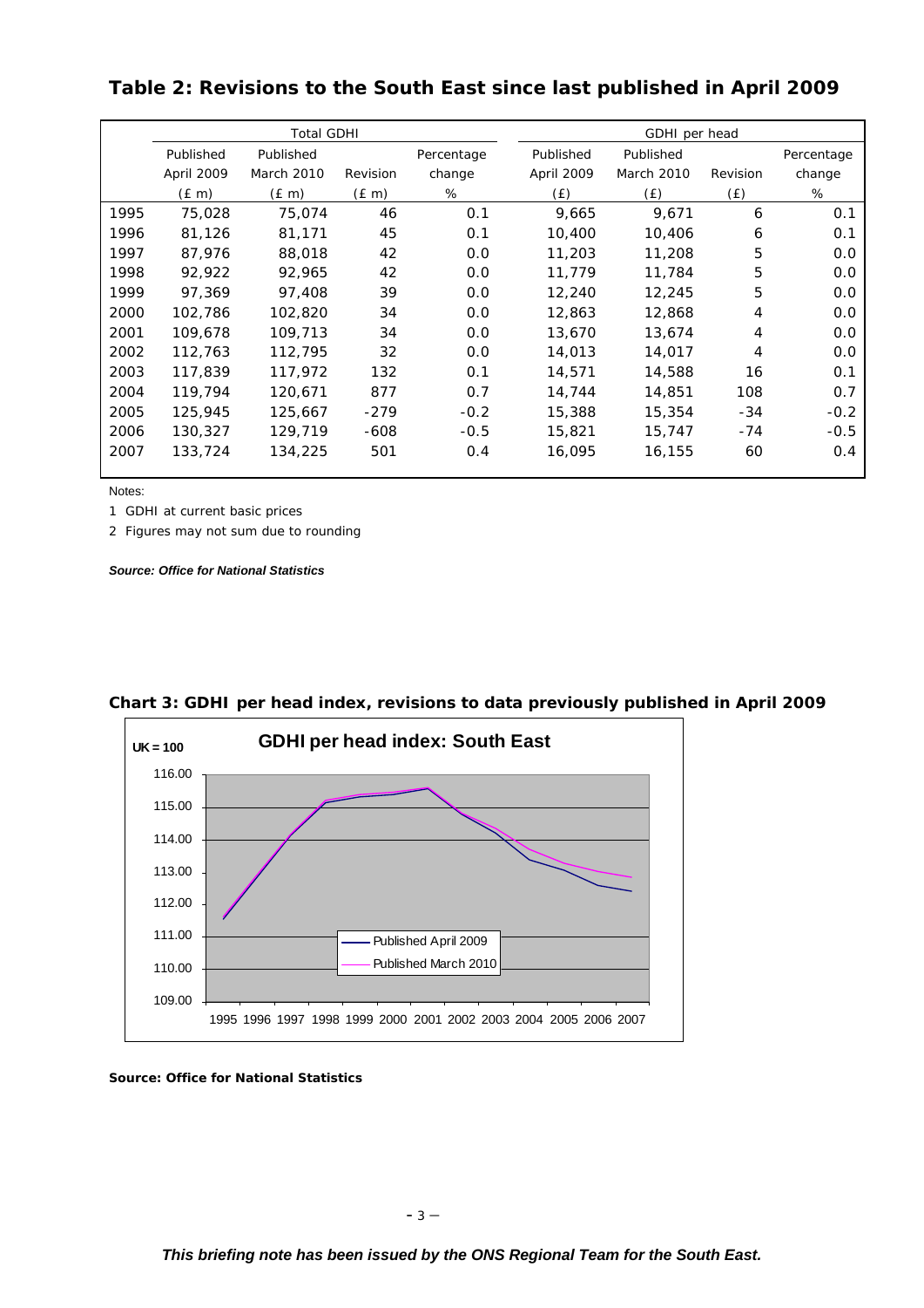## Table 2: Revisions to the South East since last published in April 2009

| | Total GDHI | | | | GDHI per head | | | |
|---|---|---|---|---|---|---|---|---|
| | Published April 2009 (£ m) | Published March 2010 (£ m) | Revision (£ m) | Percentage change % | Published April 2009 (£) | Published March 2010 (£) | Revision (£) | Percentage change % |
| 1995 | 75,028 | 75,074 | 46 | 0.1 | 9,665 | 9,671 | 6 | 0.1 |
| 1996 | 81,126 | 81,171 | 45 | 0.1 | 10,400 | 10,406 | 6 | 0.1 |
| 1997 | 87,976 | 88,018 | 42 | 0.0 | 11,203 | 11,208 | 5 | 0.0 |
| 1998 | 92,922 | 92,965 | 42 | 0.0 | 11,779 | 11,784 | 5 | 0.0 |
| 1999 | 97,369 | 97,408 | 39 | 0.0 | 12,240 | 12,245 | 5 | 0.0 |
| 2000 | 102,786 | 102,820 | 34 | 0.0 | 12,863 | 12,868 | 4 | 0.0 |
| 2001 | 109,678 | 109,713 | 34 | 0.0 | 13,670 | 13,674 | 4 | 0.0 |
| 2002 | 112,763 | 112,795 | 32 | 0.0 | 14,013 | 14,017 | 4 | 0.0 |
| 2003 | 117,839 | 117,972 | 132 | 0.1 | 14,571 | 14,588 | 16 | 0.1 |
| 2004 | 119,794 | 120,671 | 877 | 0.7 | 14,744 | 14,851 | 108 | 0.7 |
| 2005 | 125,945 | 125,667 | -279 | -0.2 | 15,388 | 15,354 | -34 | -0.2 |
| 2006 | 130,327 | 129,719 | -608 | -0.5 | 15,821 | 15,747 | -74 | -0.5 |
| 2007 | 133,724 | 134,225 | 501 | 0.4 | 16,095 | 16,155 | 60 | 0.4 |

Notes:

1 GDHI at current basic prices

2 Figures may not sum due to rounding

***Source: Office for National Statistics***

**Chart 3: GDHI per head index, revisions to data previously published in April 2009**

**GDHI per head index: South East**

UK = 100

Legend: Published April 2009; Published March 2010

Years: 1995 1996 1997 1998 1999 2000 2001 2002 2003 2004 2005 2006 2007

**Source: Office for National Statistics**

***This briefing note has been issued by the ONS Regional Team for the South East.***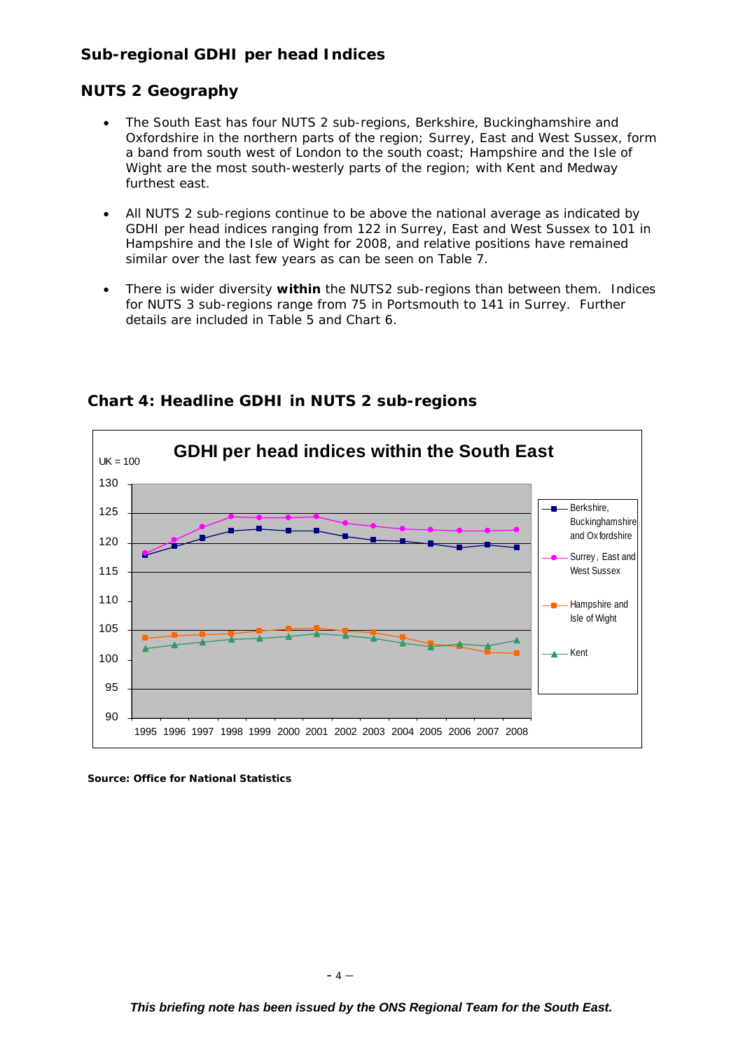## Sub-regional GDHI per head Indices

## NUTS 2 Geography

- The South East has four NUTS 2 sub-regions, Berkshire, Buckinghamshire and Oxfordshire in the northern parts of the region; Surrey, East and West Sussex, form a band from south west of London to the south coast; Hampshire and the Isle of Wight are the most south-westerly parts of the region; with Kent and Medway furthest east.
- All NUTS 2 sub-regions continue to be above the national average as indicated by GDHI per head indices ranging from 122 in Surrey, East and West Sussex to 101 in Hampshire and the Isle of Wight for 2008, and relative positions have remained similar over the last few years as can be seen on Table 7.
- There is wider diversity **within** the NUTS2 sub-regions than between them. Indices for NUTS 3 sub-regions range from 75 in Portsmouth to 141 in Surrey. Further details are included in Table 5 and Chart 6.

### Chart 4: Headline GDHI in NUTS 2 sub-regions

**Source: Office for National Statistics**

*This briefing note has been issued by the ONS Regional Team for the South East.*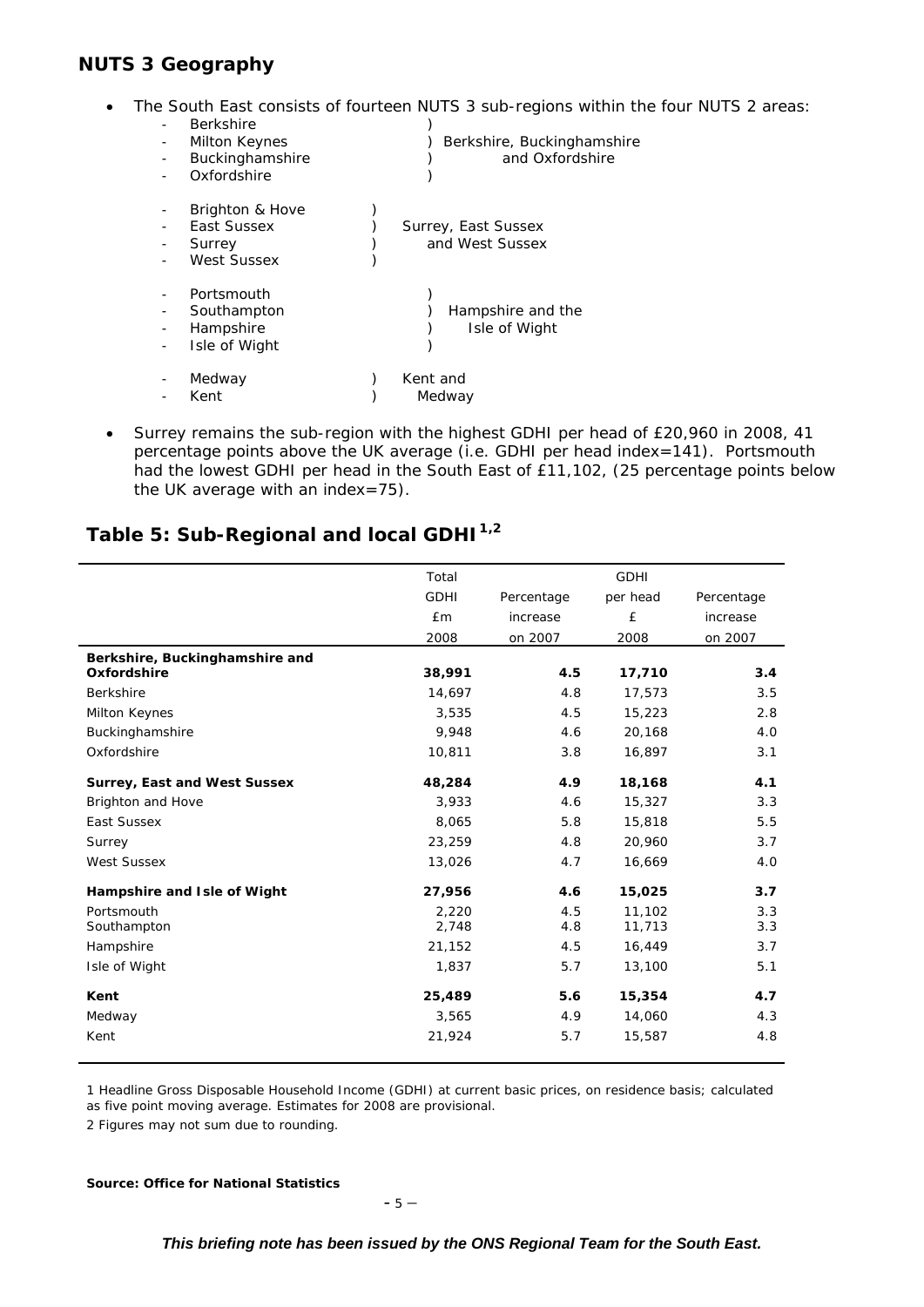## NUTS 3 Geography

- The South East consists of fourteen NUTS 3 sub-regions within the four NUTS 2 areas:
  - Berkshire
  - Milton Keynes
  - Buckinghamshire
  - Oxfordshire

  ) Berkshire, Buckinghamshire and Oxfordshire

  - Brighton & Hove
  - East Sussex
  - Surrey
  - West Sussex

  ) Surrey, East Sussex and West Sussex

  - Portsmouth
  - Southampton
  - Hampshire
  - Isle of Wight

  ) Hampshire and the Isle of Wight

  - Medway
  - Kent

  ) Kent and Medway

- Surrey remains the sub-region with the highest GDHI per head of £20,960 in 2008, 41 percentage points above the UK average (i.e. GDHI per head index=141). Portsmouth had the lowest GDHI per head in the South East of £11,102, (25 percentage points below the UK average with an index=75).

## Table 5: Sub-Regional and local GDHI [1,2]

| | Total GDHI £m 2008 | Percentage increase on 2007 | GDHI per head £ 2008 | Percentage increase on 2007 |
|---|---|---|---|---|
| **Berkshire, Buckinghamshire and Oxfordshire** | **38,991** | **4.5** | **17,710** | **3.4** |
| Berkshire | 14,697 | 4.8 | 17,573 | 3.5 |
| Milton Keynes | 3,535 | 4.5 | 15,223 | 2.8 |
| Buckinghamshire | 9,948 | 4.6 | 20,168 | 4.0 |
| Oxfordshire | 10,811 | 3.8 | 16,897 | 3.1 |
| **Surrey, East and West Sussex** | **48,284** | **4.9** | **18,168** | **4.1** |
| Brighton and Hove | 3,933 | 4.6 | 15,327 | 3.3 |
| East Sussex | 8,065 | 5.8 | 15,818 | 5.5 |
| Surrey | 23,259 | 4.8 | 20,960 | 3.7 |
| West Sussex | 13,026 | 4.7 | 16,669 | 4.0 |
| **Hampshire and Isle of Wight** | **27,956** | **4.6** | **15,025** | **3.7** |
| Portsmouth | 2,220 | 4.5 | 11,102 | 3.3 |
| Southampton | 2,748 | 4.8 | 11,713 | 3.3 |
| Hampshire | 21,152 | 4.5 | 16,449 | 3.7 |
| Isle of Wight | 1,837 | 5.7 | 13,100 | 5.1 |
| **Kent** | **25,489** | **5.6** | **15,354** | **4.7** |
| Medway | 3,565 | 4.9 | 14,060 | 4.3 |
| Kent | 21,924 | 5.7 | 15,587 | 4.8 |

1 Headline Gross Disposable Household Income (GDHI) at current basic prices, on residence basis; calculated as five point moving average. Estimates for 2008 are provisional.

2 Figures may not sum due to rounding.

**Source: Office for National Statistics**

***This briefing note has been issued by the ONS Regional Team for the South East.***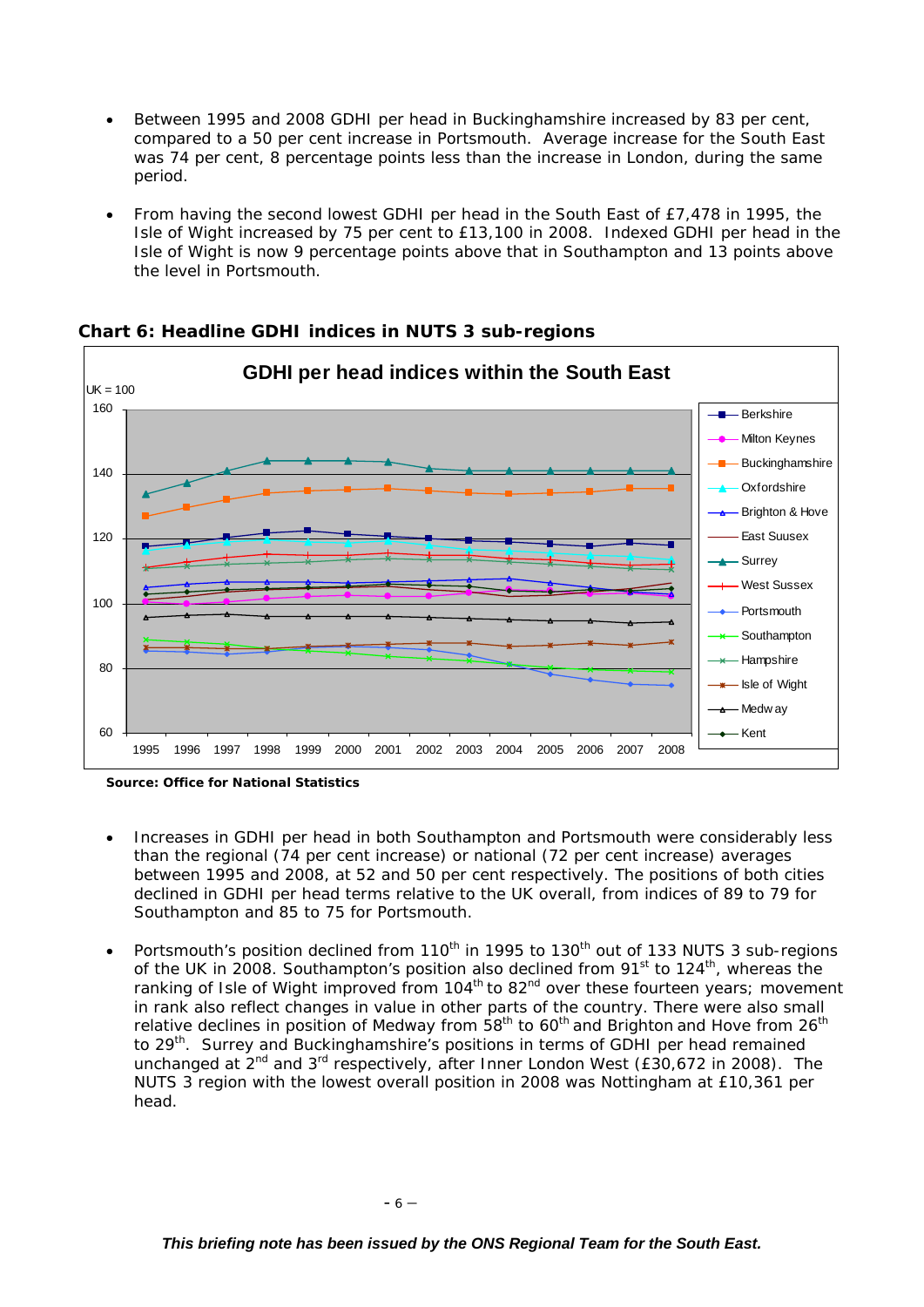- Between 1995 and 2008 GDHI per head in Buckinghamshire increased by 83 per cent, compared to a 50 per cent increase in Portsmouth. Average increase for the South East was 74 per cent, 8 percentage points less than the increase in London, during the same period.

- From having the second lowest GDHI per head in the South East of £7,478 in 1995, the Isle of Wight increased by 75 per cent to £13,100 in 2008. Indexed GDHI per head in the Isle of Wight is now 9 percentage points above that in Southampton and 13 points above the level in Portsmouth.

**Chart 6: Headline GDHI indices in NUTS 3 sub-regions**

**Source: Office for National Statistics**

- Increases in GDHI per head in both Southampton and Portsmouth were considerably less than the regional (74 per cent increase) or national (72 per cent increase) averages between 1995 and 2008, at 52 and 50 per cent respectively. The positions of both cities declined in GDHI per head terms relative to the UK overall, from indices of 89 to 79 for Southampton and 85 to 75 for Portsmouth.

- Portsmouth's position declined from 110th in 1995 to 130th out of 133 NUTS 3 sub-regions of the UK in 2008. Southampton's position also declined from 91st to 124th, whereas the ranking of Isle of Wight improved from 104th to 82nd over these fourteen years; movement in rank also reflect changes in value in other parts of the country. There were also small relative declines in position of Medway from 58th to 60th and Brighton and Hove from 26th to 29th. Surrey and Buckinghamshire's positions in terms of GDHI per head remained unchanged at 2nd and 3rd respectively, after Inner London West (£30,672 in 2008). The NUTS 3 region with the lowest overall position in 2008 was Nottingham at £10,361 per head.

*This briefing note has been issued by the ONS Regional Team for the South East.*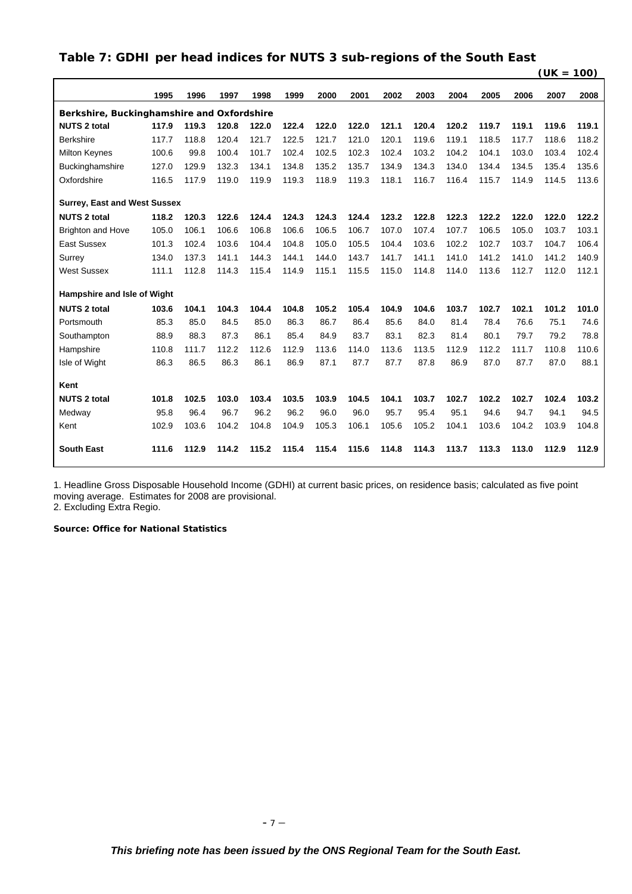## Table 7: GDHI per head indices for NUTS 3 sub-regions of the South East

(UK = 100)

| | 1995 | 1996 | 1997 | 1998 | 1999 | 2000 | 2001 | 2002 | 2003 | 2004 | 2005 | 2006 | 2007 | 2008 |
|---|---|---|---|---|---|---|---|---|---|---|---|---|---|---|
| **Berkshire, Buckinghamshire and Oxfordshire** | | | | | | | | | | | | | | |
| **NUTS 2 total** | **117.9** | **119.3** | **120.8** | **122.0** | **122.4** | **122.0** | **122.0** | **121.1** | **120.4** | **120.2** | **119.7** | **119.1** | **119.6** | **119.1** |
| Berkshire | 117.7 | 118.8 | 120.4 | 121.7 | 122.5 | 121.7 | 121.0 | 120.1 | 119.6 | 119.1 | 118.5 | 117.7 | 118.6 | 118.2 |
| Milton Keynes | 100.6 | 99.8 | 100.4 | 101.7 | 102.4 | 102.5 | 102.3 | 102.4 | 103.2 | 104.2 | 104.1 | 103.0 | 103.4 | 102.4 |
| Buckinghamshire | 127.0 | 129.9 | 132.3 | 134.1 | 134.8 | 135.2 | 135.7 | 134.9 | 134.3 | 134.0 | 134.4 | 134.5 | 135.4 | 135.6 |
| Oxfordshire | 116.5 | 117.9 | 119.0 | 119.9 | 119.3 | 118.9 | 119.3 | 118.1 | 116.7 | 116.4 | 115.7 | 114.9 | 114.5 | 113.6 |
| **Surrey, East and West Sussex** | | | | | | | | | | | | | | |
| **NUTS 2 total** | **118.2** | **120.3** | **122.6** | **124.4** | **124.3** | **124.3** | **124.4** | **123.2** | **122.8** | **122.3** | **122.2** | **122.0** | **122.0** | **122.2** |
| Brighton and Hove | 105.0 | 106.1 | 106.6 | 106.8 | 106.6 | 106.5 | 106.7 | 107.0 | 107.4 | 107.7 | 106.5 | 105.0 | 103.7 | 103.1 |
| East Sussex | 101.3 | 102.4 | 103.6 | 104.4 | 104.8 | 105.0 | 105.5 | 104.4 | 103.6 | 102.2 | 102.7 | 103.7 | 104.7 | 106.4 |
| Surrey | 134.0 | 137.3 | 141.1 | 144.3 | 144.1 | 144.0 | 143.7 | 141.7 | 141.1 | 141.0 | 141.2 | 141.0 | 141.2 | 140.9 |
| West Sussex | 111.1 | 112.8 | 114.3 | 115.4 | 114.9 | 115.1 | 115.5 | 115.0 | 114.8 | 114.0 | 113.6 | 112.7 | 112.0 | 112.1 |
| **Hampshire and Isle of Wight** | | | | | | | | | | | | | | |
| **NUTS 2 total** | **103.6** | **104.1** | **104.3** | **104.4** | **104.8** | **105.2** | **105.4** | **104.9** | **104.6** | **103.7** | **102.7** | **102.1** | **101.2** | **101.0** |
| Portsmouth | 85.3 | 85.0 | 84.5 | 85.0 | 86.3 | 86.7 | 86.4 | 85.6 | 84.0 | 81.4 | 78.4 | 76.6 | 75.1 | 74.6 |
| Southampton | 88.9 | 88.3 | 87.3 | 86.1 | 85.4 | 84.9 | 83.7 | 83.1 | 82.3 | 81.4 | 80.1 | 79.7 | 79.2 | 78.8 |
| Hampshire | 110.8 | 111.7 | 112.2 | 112.6 | 112.9 | 113.6 | 114.0 | 113.6 | 113.5 | 112.9 | 112.2 | 111.7 | 110.8 | 110.6 |
| Isle of Wight | 86.3 | 86.5 | 86.3 | 86.1 | 86.9 | 87.1 | 87.7 | 87.7 | 87.8 | 86.9 | 87.0 | 87.7 | 87.0 | 88.1 |
| **Kent** | | | | | | | | | | | | | | |
| **NUTS 2 total** | **101.8** | **102.5** | **103.0** | **103.4** | **103.5** | **103.9** | **104.5** | **104.1** | **103.7** | **102.7** | **102.2** | **102.7** | **102.4** | **103.2** |
| Medway | 95.8 | 96.4 | 96.7 | 96.2 | 96.2 | 96.0 | 96.0 | 95.7 | 95.4 | 95.1 | 94.6 | 94.7 | 94.1 | 94.5 |
| Kent | 102.9 | 103.6 | 104.2 | 104.8 | 104.9 | 105.3 | 106.1 | 105.6 | 105.2 | 104.1 | 103.6 | 104.2 | 103.9 | 104.8 |
| **South East** | **111.6** | **112.9** | **114.2** | **115.2** | **115.4** | **115.4** | **115.6** | **114.8** | **114.3** | **113.7** | **113.3** | **113.0** | **112.9** | **112.9** |

1. Headline Gross Disposable Household Income (GDHI) at current basic prices, on residence basis; calculated as five point moving average. Estimates for 2008 are provisional.
2. Excluding Extra Regio.

**Source: Office for National Statistics**

***This briefing note has been issued by the ONS Regional Team for the South East.***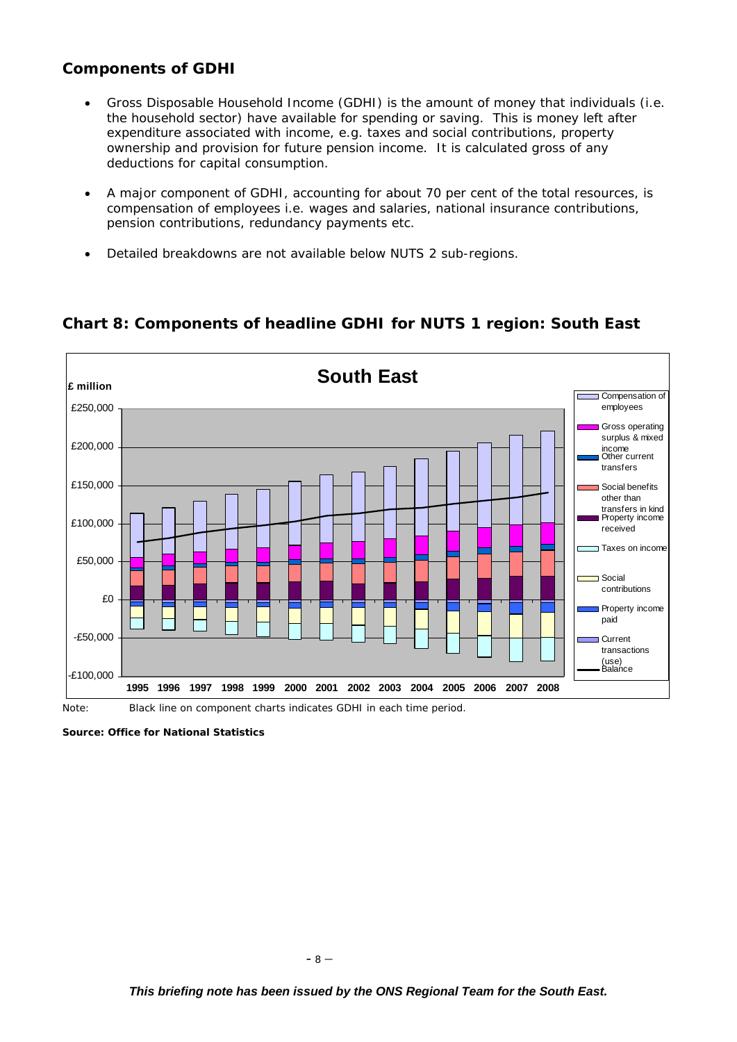## Components of GDHI

- Gross Disposable Household Income (GDHI) is the amount of money that individuals (i.e. the household sector) have available for spending or saving. This is money left after expenditure associated with income, e.g. taxes and social contributions, property ownership and provision for future pension income. It is calculated gross of any deductions for capital consumption.
- A major component of GDHI, accounting for about 70 per cent of the total resources, is compensation of employees i.e. wages and salaries, national insurance contributions, pension contributions, redundancy payments etc.
- Detailed breakdowns are not available below NUTS 2 sub-regions.

## Chart 8: Components of headline GDHI for NUTS 1 region: South East

Note: Black line on component charts indicates GDHI in each time period.

**Source: Office for National Statistics**

*This briefing note has been issued by the ONS Regional Team for the South East.*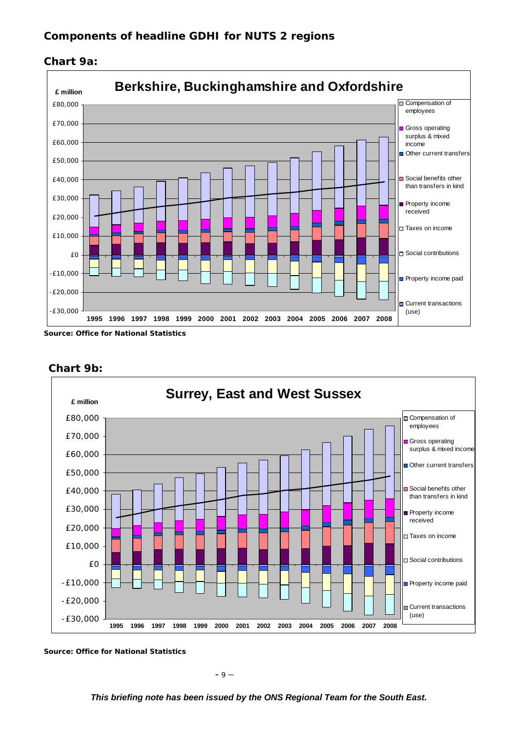## Components of headline GDHI for NUTS 2 regions

### Chart 9a:

**Berkshire, Buckinghamshire and Oxfordshire**

£ million

Legend: Compensation of employees; Gross operating surplus & mixed income; Other current transfers; Social benefits other than transfers in kind; Property income received; Taxes on income; Social contributions; Property income paid; Current transactions (use)

Years: 1995–2008; Axis: -£30,000 to £80,000

**Source: Office for National Statistics**

### Chart 9b:

**Surrey, East and West Sussex**

£ million

Legend: Compensation of employees; Gross operating surplus & mixed income; Other current transfers; Social benefits other than transfers in kind; Property income received; Taxes on income; Social contributions; Property income paid; Current transactions (use)

Years: 1995–2008; Axis: -£30,000 to £80,000

**Source: Office for National Statistics**

*This briefing note has been issued by the ONS Regional Team for the South East.*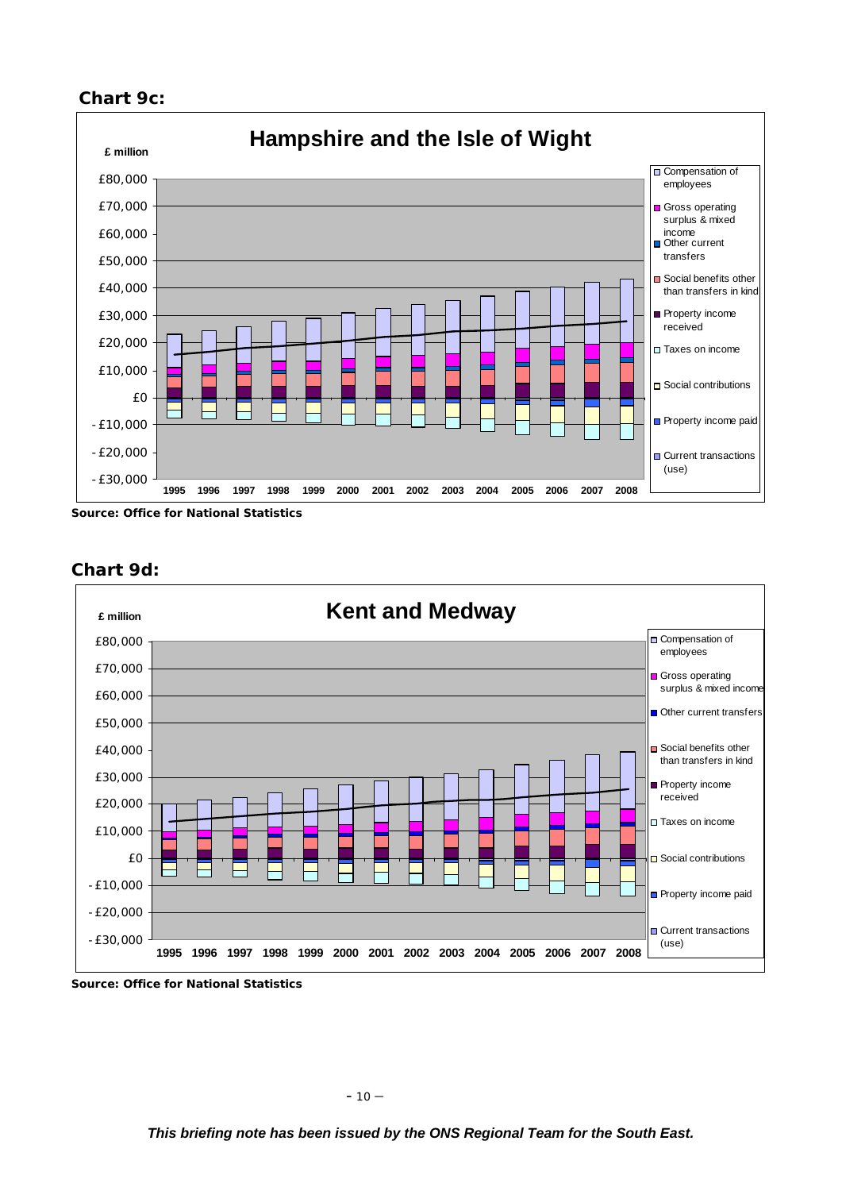## Chart 9c:

**Hampshire and the Isle of Wight**

£ million

Legend: Compensation of employees; Gross operating surplus & mixed income; Other current transfers; Social benefits other than transfers in kind; Property income received; Taxes on income; Social contributions; Property income paid; Current transactions (use)

Y-axis: £80,000; £70,000; £60,000; £50,000; £40,000; £30,000; £20,000; £10,000; £0; - £10,000; - £20,000; - £30,000

X-axis: 1995 1996 1997 1998 1999 2000 2001 2002 2003 2004 2005 2006 2007 2008

**Source: Office for National Statistics**

## Chart 9d:

**Kent and Medway**

£ million

Legend: Compensation of employees; Gross operating surplus & mixed income; Other current transfers; Social benefits other than transfers in kind; Property income received; Taxes on income; Social contributions; Property income paid; Current transactions (use)

Y-axis: £80,000; £70,000; £60,000; £50,000; £40,000; £30,000; £20,000; £10,000; £0; - £10,000; - £20,000; - £30,000

X-axis: 1995 1996 1997 1998 1999 2000 2001 2002 2003 2004 2005 2006 2007 2008

**Source: Office for National Statistics**

*This briefing note has been issued by the ONS Regional Team for the South East.*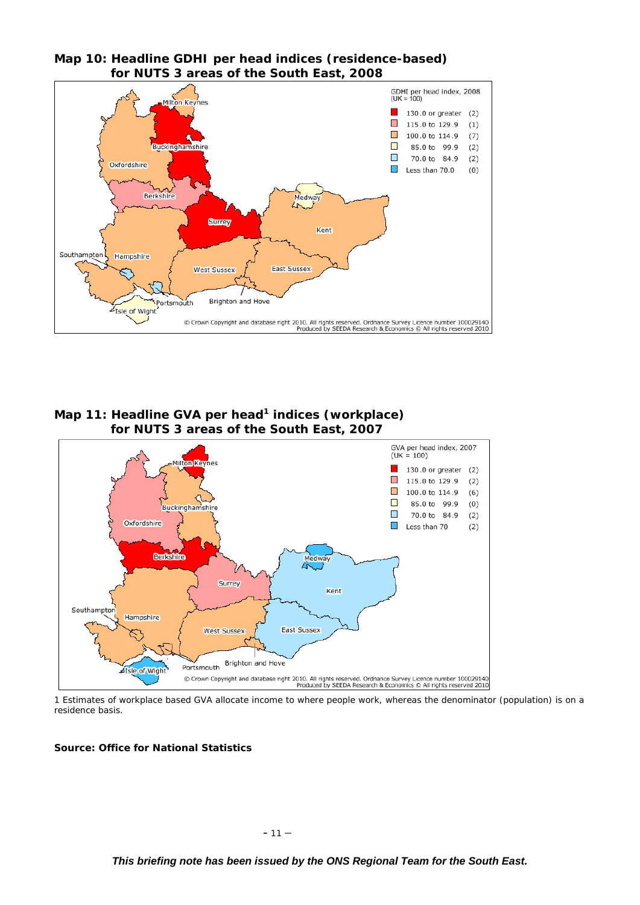**Map 10: Headline GDHI per head indices (residence-based) for NUTS 3 areas of the South East, 2008**

GDHI per head index, 2008 (UK = 100)

| Range | Count |
| --- | --- |
| 130.0 or greater | (2) |
| 115.0 to 129.9 | (1) |
| 100.0 to 114.9 | (7) |
| 85.0 to 99.9 | (2) |
| 70.0 to 84.9 | (2) |
| Less than 70.0 | (0) |

© Crown Copyright and database right 2010. All rights reserved. Ordnance Survey Licence number 100029140
Produced by SEEDA Research & Economics © All rights reserved 2010

**Map 11: Headline GVA per head[1] indices (workplace) for NUTS 3 areas of the South East, 2007**

GVA per head index, 2007 (UK = 100)

| Range | Count |
| --- | --- |
| 130.0 or greater | (2) |
| 115.0 to 129.9 | (2) |
| 100.0 to 114.9 | (6) |
| 85.0 to 99.9 | (0) |
| 70.0 to 84.9 | (2) |
| Less than 70 | (2) |

© Crown Copyright and database right 2010. All rights reserved. Ordnance Survey Licence number 100029140
Produced by SEEDA Research & Economics © All rights reserved 2010

1 Estimates of workplace based GVA allocate income to where people work, whereas the denominator (population) is on a residence basis.

**Source: Office for National Statistics**

***This briefing note has been issued by the ONS Regional Team for the South East.***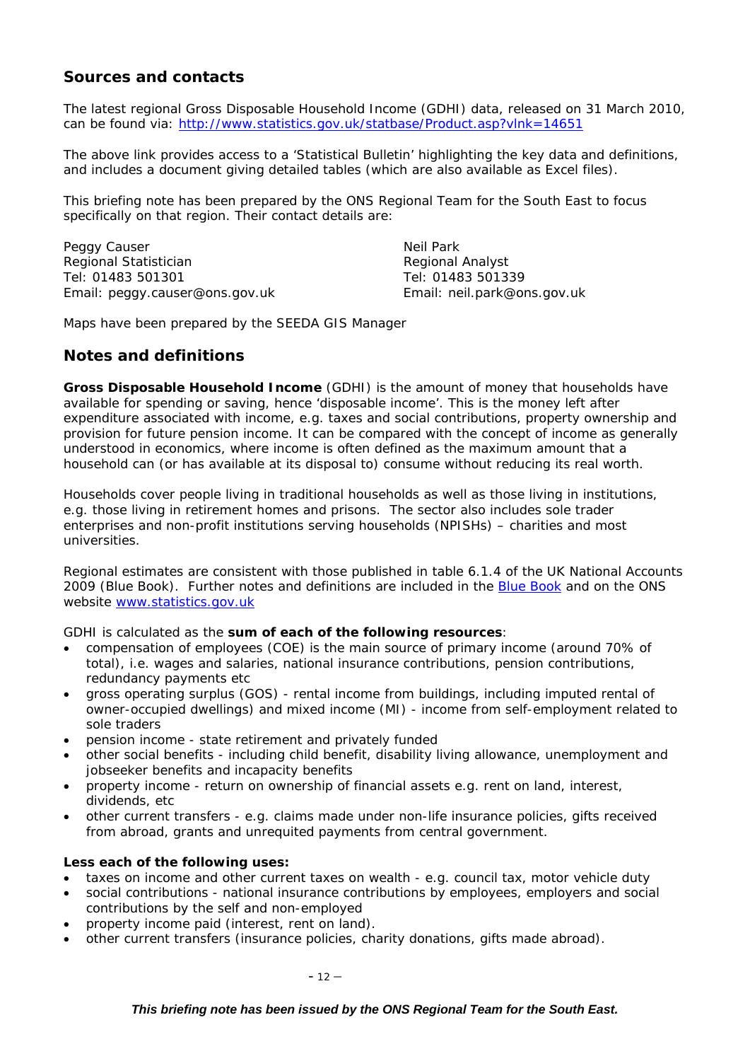## Sources and contacts

The latest regional Gross Disposable Household Income (GDHI) data, released on 31 March 2010, can be found via: [http://www.statistics.gov.uk/statbase/Product.asp?vlnk=14651](http://www.statistics.gov.uk/statbase/Product.asp?vlnk=14651)

The above link provides access to a 'Statistical Bulletin' highlighting the key data and definitions, and includes a document giving detailed tables (which are also available as Excel files).

This briefing note has been prepared by the ONS Regional Team for the South East to focus specifically on that region. Their contact details are:

Peggy Causer
Regional Statistician
Tel: 01483 501301
Email: peggy.causer@ons.gov.uk

Neil Park
Regional Analyst
Tel: 01483 501339
Email: neil.park@ons.gov.uk

Maps have been prepared by the SEEDA GIS Manager

## Notes and definitions

**Gross Disposable Household Income** (GDHI) is the amount of money that households have available for spending or saving, hence 'disposable income'. This is the money left after expenditure associated with income, e.g. taxes and social contributions, property ownership and provision for future pension income. It can be compared with the concept of income as generally understood in economics, where income is often defined as the maximum amount that a household can (or has available at its disposal to) consume without reducing its real worth.

Households cover people living in traditional households as well as those living in institutions, e.g. those living in retirement homes and prisons. The sector also includes sole trader enterprises and non-profit institutions serving households (NPISHs) – charities and most universities.

Regional estimates are consistent with those published in table 6.1.4 of the UK National Accounts 2009 (Blue Book). Further notes and definitions are included in the [Blue Book]() and on the ONS website [www.statistics.gov.uk](www.statistics.gov.uk)

GDHI is calculated as the **sum of each of the following resources**:

- compensation of employees (COE) is the main source of primary income (around 70% of total), i.e. wages and salaries, national insurance contributions, pension contributions, redundancy payments etc
- gross operating surplus (GOS) - rental income from buildings, including imputed rental of owner-occupied dwellings) and mixed income (MI) - income from self-employment related to sole traders
- pension income - state retirement and privately funded
- other social benefits - including child benefit, disability living allowance, unemployment and jobseeker benefits and incapacity benefits
- property income - return on ownership of financial assets e.g. rent on land, interest, dividends, etc
- other current transfers - e.g. claims made under non-life insurance policies, gifts received from abroad, grants and unrequited payments from central government.

**Less each of the following uses:**

- taxes on income and other current taxes on wealth - e.g. council tax, motor vehicle duty
- social contributions - national insurance contributions by employees, employers and social contributions by the self and non-employed
- property income paid (interest, rent on land).
- other current transfers (insurance policies, charity donations, gifts made abroad).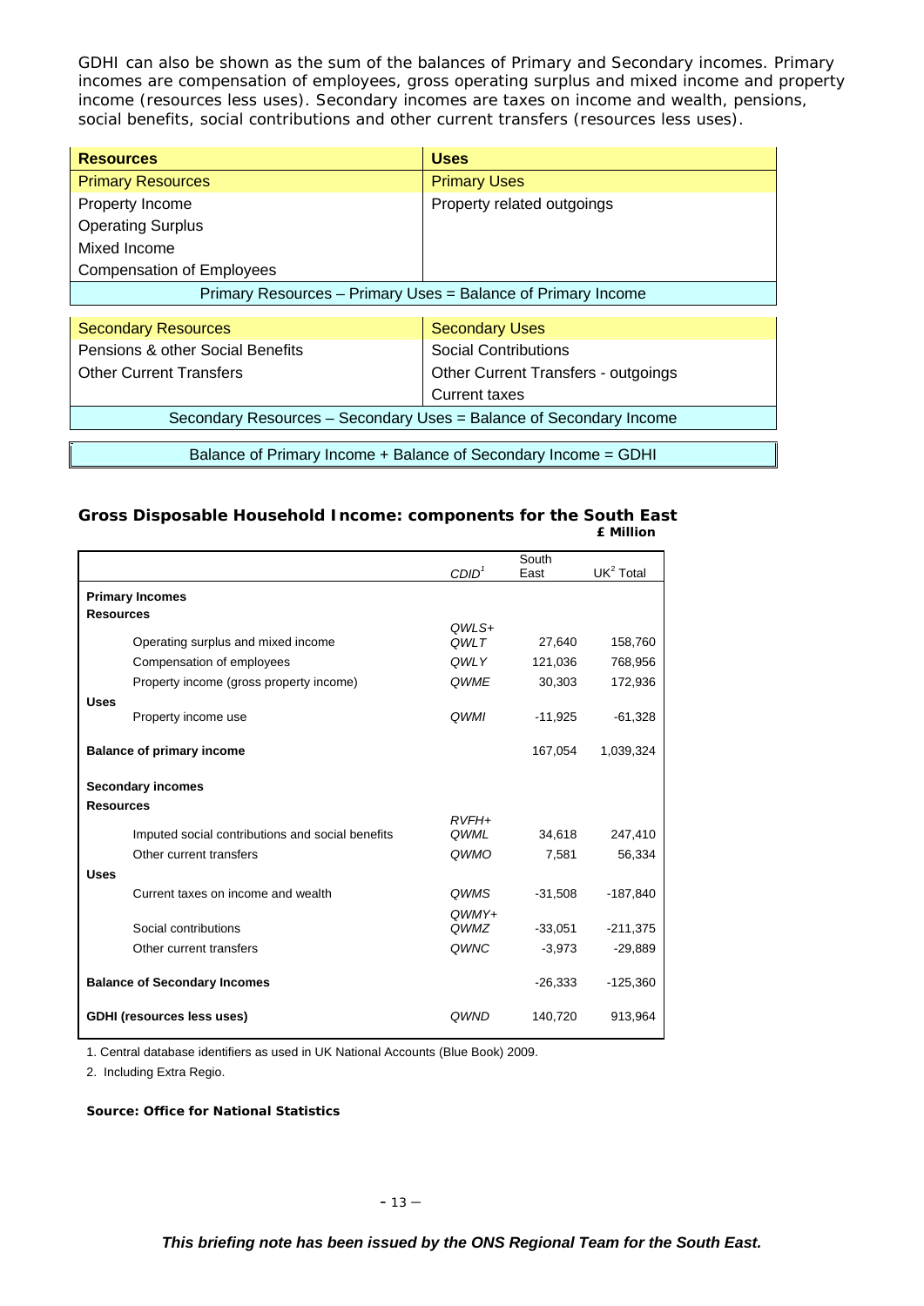GDHI can also be shown as the sum of the balances of Primary and Secondary incomes. Primary incomes are compensation of employees, gross operating surplus and mixed income and property income (resources less uses). Secondary incomes are taxes on income and wealth, pensions, social benefits, social contributions and other current transfers (resources less uses).

| Resources | Uses |
|---|---|
| Primary Resources | Primary Uses |
| Property Income | Property related outgoings |
| Operating Surplus | |
| Mixed Income | |
| Compensation of Employees | |
| Primary Resources – Primary Uses = Balance of Primary Income | |

| Secondary Resources | Secondary Uses |
|---|---|
| Pensions & other Social Benefits | Social Contributions |
| Other Current Transfers | Other Current Transfers - outgoings |
| | Current taxes |
| Secondary Resources – Secondary Uses = Balance of Secondary Income | |

Balance of Primary Income + Balance of Secondary Income = GDHI

### Gross Disposable Household Income: components for the South East

**£ Million**

| | CDID[1] | South East | UK[2] Total |
|---|---|---|---|
| **Primary Incomes** | | | |
| **Resources** | | | |
| Operating surplus and mixed income | QWLS+ QWLT | 27,640 | 158,760 |
| Compensation of employees | QWLY | 121,036 | 768,956 |
| Property income (gross property income) | QWME | 30,303 | 172,936 |
| **Uses** | | | |
| Property income use | QWMI | -11,925 | -61,328 |
| **Balance of primary income** | | 167,054 | 1,039,324 |
| **Secondary incomes** | | | |
| **Resources** | | | |
| Imputed social contributions and social benefits | RVFH+ QWML | 34,618 | 247,410 |
| Other current transfers | QWMO | 7,581 | 56,334 |
| **Uses** | | | |
| Current taxes on income and wealth | QWMS | -31,508 | -187,840 |
| Social contributions | QWMY+ QWMZ | -33,051 | -211,375 |
| Other current transfers | QWNC | -3,973 | -29,889 |
| **Balance of Secondary Incomes** | | -26,333 | -125,360 |
| **GDHI (resources less uses)** | QWND | 140,720 | 913,964 |

1. Central database identifiers as used in UK National Accounts (Blue Book) 2009.

2. Including Extra Regio.

**Source: Office for National Statistics**

***This briefing note has been issued by the ONS Regional Team for the South East.***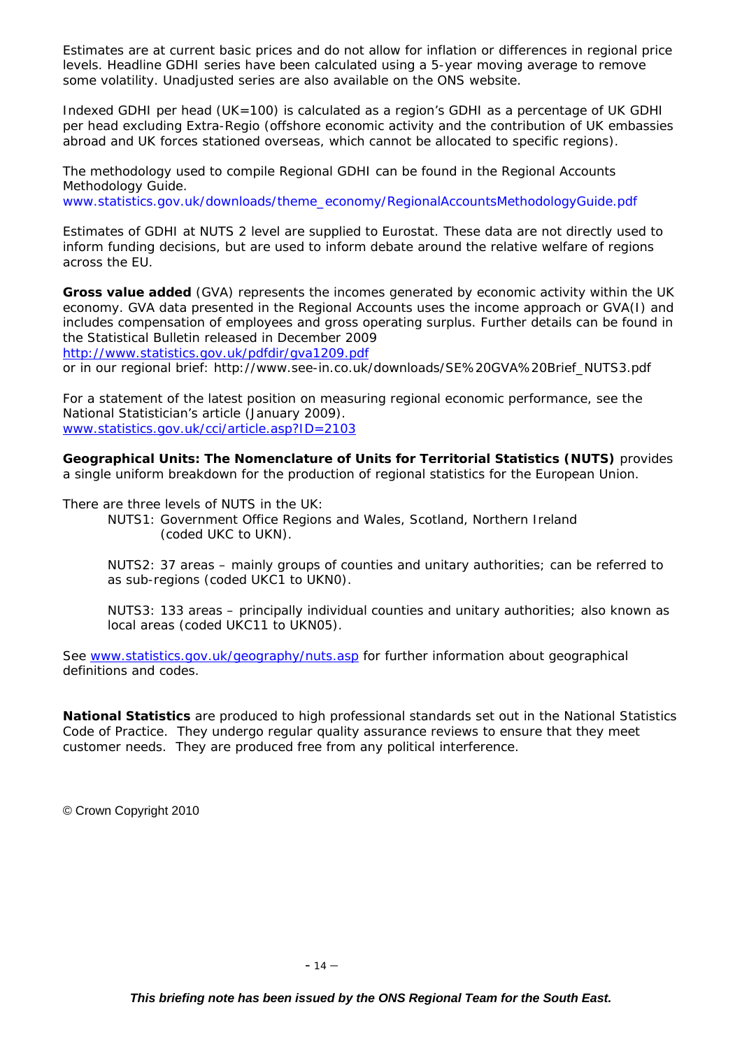Estimates are at current basic prices and do not allow for inflation or differences in regional price levels. Headline GDHI series have been calculated using a 5-year moving average to remove some volatility. Unadjusted series are also available on the ONS website.

Indexed GDHI per head (UK=100) is calculated as a region's GDHI as a percentage of UK GDHI per head excluding Extra-Regio (offshore economic activity and the contribution of UK embassies abroad and UK forces stationed overseas, which cannot be allocated to specific regions).

The methodology used to compile Regional GDHI can be found in the Regional Accounts Methodology Guide.
www.statistics.gov.uk/downloads/theme_economy/RegionalAccountsMethodologyGuide.pdf

Estimates of GDHI at NUTS 2 level are supplied to Eurostat. These data are not directly used to inform funding decisions, but are used to inform debate around the relative welfare of regions across the EU.

**Gross value added** (GVA) represents the incomes generated by economic activity within the UK economy. GVA data presented in the Regional Accounts uses the income approach or GVA(I) and includes compensation of employees and gross operating surplus. Further details can be found in the Statistical Bulletin released in December 2009
http://www.statistics.gov.uk/pdfdir/gva1209.pdf
or in our regional brief: http://www.see-in.co.uk/downloads/SE%20GVA%20Brief_NUTS3.pdf

For a statement of the latest position on measuring regional economic performance, see the National Statistician's article (January 2009).
www.statistics.gov.uk/cci/article.asp?ID=2103

**Geographical Units: The Nomenclature of Units for Territorial Statistics (NUTS)** provides a single uniform breakdown for the production of regional statistics for the European Union.

There are three levels of NUTS in the UK:

- NUTS1: Government Office Regions and Wales, Scotland, Northern Ireland (coded UKC to UKN).
- NUTS2: 37 areas – mainly groups of counties and unitary authorities; can be referred to as sub-regions (coded UKC1 to UKN0).
- NUTS3: 133 areas – principally individual counties and unitary authorities; also known as local areas (coded UKC11 to UKN05).

See www.statistics.gov.uk/geography/nuts.asp for further information about geographical definitions and codes.

**National Statistics** are produced to high professional standards set out in the National Statistics Code of Practice. They undergo regular quality assurance reviews to ensure that they meet customer needs. They are produced free from any political interference.

© Crown Copyright 2010

*This briefing note has been issued by the ONS Regional Team for the South East.*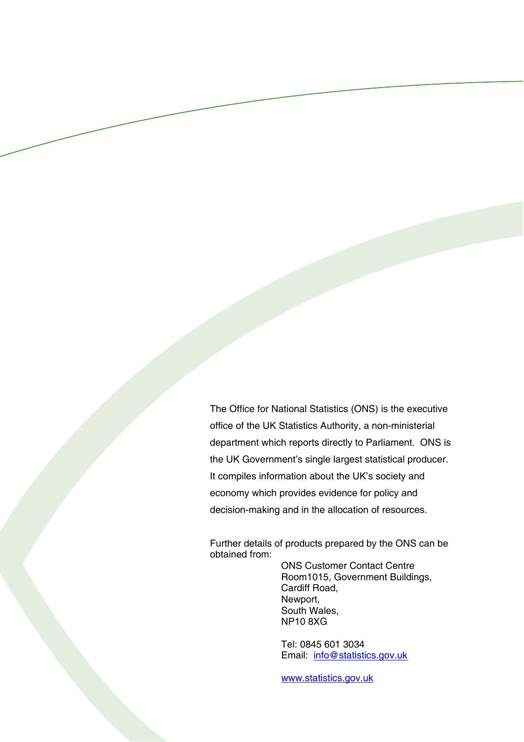The Office for National Statistics (ONS) is the executive office of the UK Statistics Authority, a non-ministerial department which reports directly to Parliament. ONS is the UK Government's single largest statistical producer. It compiles information about the UK's society and economy which provides evidence for policy and decision-making and in the allocation of resources.

Further details of products prepared by the ONS can be obtained from:

ONS Customer Contact Centre
Room1015, Government Buildings,
Cardiff Road,
Newport,
South Wales,
NP10 8XG

Tel: 0845 601 3034
Email: info@statistics.gov.uk

www.statistics.gov.uk